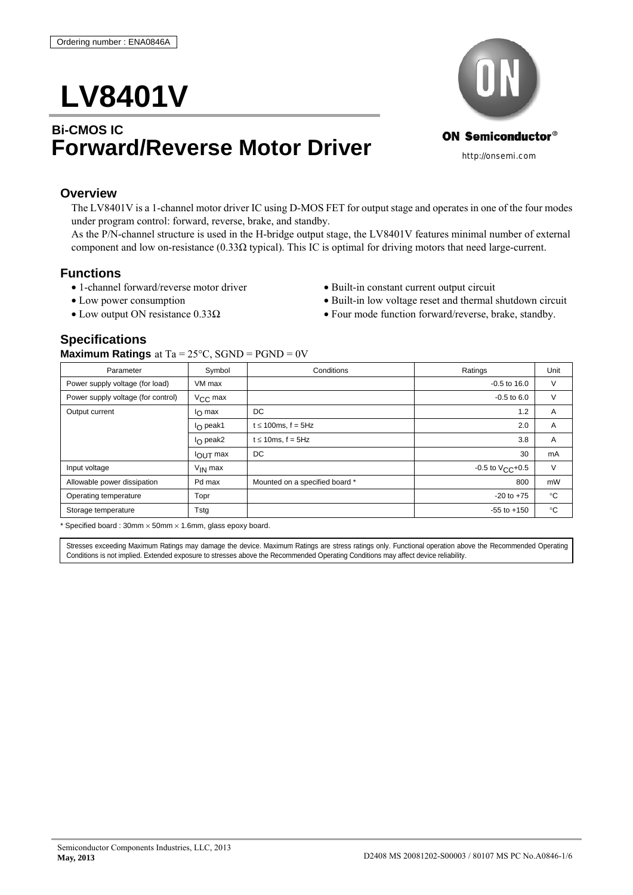Ordering number : ENA0846A

# LV8401V

## Bi-CMOS IC
# Forward/Reverse Motor Driver

ON Semiconductor®

http://onsemi.com

## Overview

The LV8401V is a 1-channel motor driver IC using D-MOS FET for output stage and operates in one of the four modes under program control: forward, reverse, brake, and standby.

As the P/N-channel structure is used in the H-bridge output stage, the LV8401V features minimal number of external component and low on-resistance (0.33Ω typical). This IC is optimal for driving motors that need large-current.

## Functions

- 1-channel forward/reverse motor driver
- Low power consumption
- Low output ON resistance 0.33Ω
- Built-in constant current output circuit
- Built-in low voltage reset and thermal shutdown circuit
- Four mode function forward/reverse, brake, standby.

## Specifications

**Maximum Ratings** at Ta = 25°C, SGND = PGND = 0V

| Parameter | Symbol | Conditions | Ratings | Unit |
|---|---|---|---|---|
| Power supply voltage (for load) | VM max | | -0.5 to 16.0 | V |
| Power supply voltage (for control) | $V_{CC}$ max | | -0.5 to 6.0 | V |
| Output current | $I_O$ max | DC | 1.2 | A |
| | $I_O$ peak1 | t ≤ 100ms, f = 5Hz | 2.0 | A |
| | $I_O$ peak2 | t ≤ 10ms, f = 5Hz | 3.8 | A |
| | $I_{OUT}$ max | DC | 30 | mA |
| Input voltage | $V_{IN}$ max | | -0.5 to $V_{CC}$+0.5 | V |
| Allowable power dissipation | Pd max | Mounted on a specified board * | 800 | mW |
| Operating temperature | Topr | | -20 to +75 | °C |
| Storage temperature | Tstg | | -55 to +150 | °C |

* Specified board : 30mm × 50mm × 1.6mm, glass epoxy board.

Stresses exceeding Maximum Ratings may damage the device. Maximum Ratings are stress ratings only. Functional operation above the Recommended Operating Conditions is not implied. Extended exposure to stresses above the Recommended Operating Conditions may affect device reliability.

Semiconductor Components Industries, LLC, 2013
May, 2013

D2408 MS 20081202-S00003 / 80107 MS PC No.A0846-1/6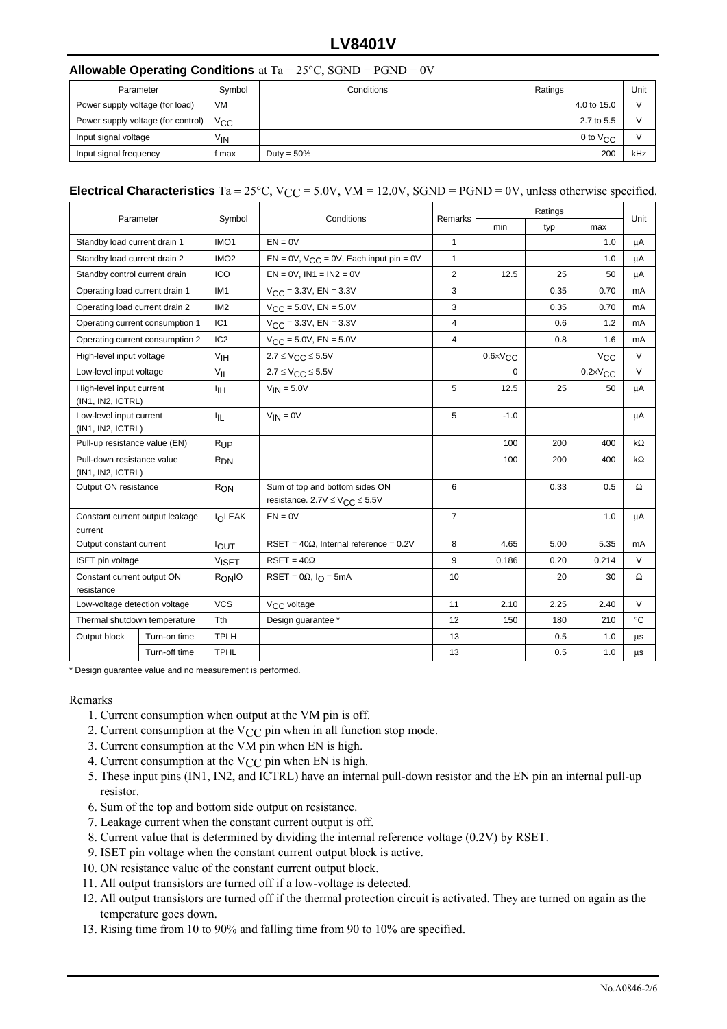### **Allowable Operating Conditions** at Ta = 25°C, SGND = PGND = 0V

| Parameter | Symbol | Conditions | Ratings | Unit |
|---|---|---|---|---|
| Power supply voltage (for load) | VM | | 4.0 to 15.0 | V |
| Power supply voltage (for control) | $V_{CC}$ | | 2.7 to 5.5 | V |
| Input signal voltage | $V_{IN}$ | | 0 to $V_{CC}$ | V |
| Input signal frequency | f max | Duty = 50% | 200 | kHz |

### **Electrical Characteristics** Ta = 25°C, $V_{CC}$ = 5.0V, VM = 12.0V, SGND = PGND = 0V, unless otherwise specified.

| Parameter | | Symbol | Conditions | Remarks | Ratings | | | Unit |
|---|---|---|---|---|---|---|---|---|
| | | | | | min | typ | max | |
| Standby load current drain 1 | | IMO1 | EN = 0V | 1 | | | 1.0 | μA |
| Standby load current drain 2 | | IMO2 | EN = 0V, $V_{CC}$ = 0V, Each input pin = 0V | 1 | | | 1.0 | μA |
| Standby control current drain | | ICO | EN = 0V, IN1 = IN2 = 0V | 2 | 12.5 | 25 | 50 | μA |
| Operating load current drain 1 | | IM1 | $V_{CC}$ = 3.3V, EN = 3.3V | 3 | | 0.35 | 0.70 | mA |
| Operating load current drain 2 | | IM2 | $V_{CC}$ = 5.0V, EN = 5.0V | 3 | | 0.35 | 0.70 | mA |
| Operating current consumption 1 | | IC1 | $V_{CC}$ = 3.3V, EN = 3.3V | 4 | | 0.6 | 1.2 | mA |
| Operating current consumption 2 | | IC2 | $V_{CC}$ = 5.0V, EN = 5.0V | 4 | | 0.8 | 1.6 | mA |
| High-level input voltage | | $V_{IH}$ | $2.7 \leq V_{CC} \leq 5.5V$ | | $0.6 \times V_{CC}$ | | $V_{CC}$ | V |
| Low-level input voltage | | $V_{IL}$ | $2.7 \leq V_{CC} \leq 5.5V$ | | 0 | | $0.2 \times V_{CC}$ | V |
| High-level input current (IN1, IN2, ICTRL) | | $I_{IH}$ | $V_{IN}$ = 5.0V | 5 | 12.5 | 25 | 50 | μA |
| Low-level input current (IN1, IN2, ICTRL) | | $I_{IL}$ | $V_{IN}$ = 0V | 5 | -1.0 | | | μA |
| Pull-up resistance value (EN) | | $R_{UP}$ | | | 100 | 200 | 400 | kΩ |
| Pull-down resistance value (IN1, IN2, ICTRL) | | $R_{DN}$ | | | 100 | 200 | 400 | kΩ |
| Output ON resistance | | $R_{ON}$ | Sum of top and bottom sides ON resistance. $2.7V \leq V_{CC} \leq 5.5V$ | 6 | | 0.33 | 0.5 | Ω |
| Constant current output leakage current | | $I_O$LEAK | EN = 0V | 7 | | | 1.0 | μA |
| Output constant current | | $I_{OUT}$ | RSET = 40Ω, Internal reference = 0.2V | 8 | 4.65 | 5.00 | 5.35 | mA |
| ISET pin voltage | | $V_{ISET}$ | RSET = 40Ω | 9 | 0.186 | 0.20 | 0.214 | V |
| Constant current output ON resistance | | $R_{ON}$IO | RSET = 0Ω, $I_O$ = 5mA | 10 | | 20 | 30 | Ω |
| Low-voltage detection voltage | | VCS | $V_{CC}$ voltage | 11 | 2.10 | 2.25 | 2.40 | V |
| Thermal shutdown temperature | | Tth | Design guarantee * | 12 | 150 | 180 | 210 | °C |
| Output block | Turn-on time | TPLH | | 13 | | 0.5 | 1.0 | μs |
| | Turn-off time | TPHL | | 13 | | 0.5 | 1.0 | μs |

\* Design guarantee value and no measurement is performed.

Remarks

1. Current consumption when output at the VM pin is off.
2. Current consumption at the $V_{CC}$ pin when in all function stop mode.
3. Current consumption at the VM pin when EN is high.
4. Current consumption at the $V_{CC}$ pin when EN is high.
5. These input pins (IN1, IN2, and ICTRL) have an internal pull-down resistor and the EN pin an internal pull-up resistor.
6. Sum of the top and bottom side output on resistance.
7. Leakage current when the constant current output is off.
8. Current value that is determined by dividing the internal reference voltage (0.2V) by RSET.
9. ISET pin voltage when the constant current output block is active.
10. ON resistance value of the constant current output block.
11. All output transistors are turned off if a low-voltage is detected.
12. All output transistors are turned off if the thermal protection circuit is activated. They are turned on again as the temperature goes down.
13. Rising time from 10 to 90% and falling time from 90 to 10% are specified.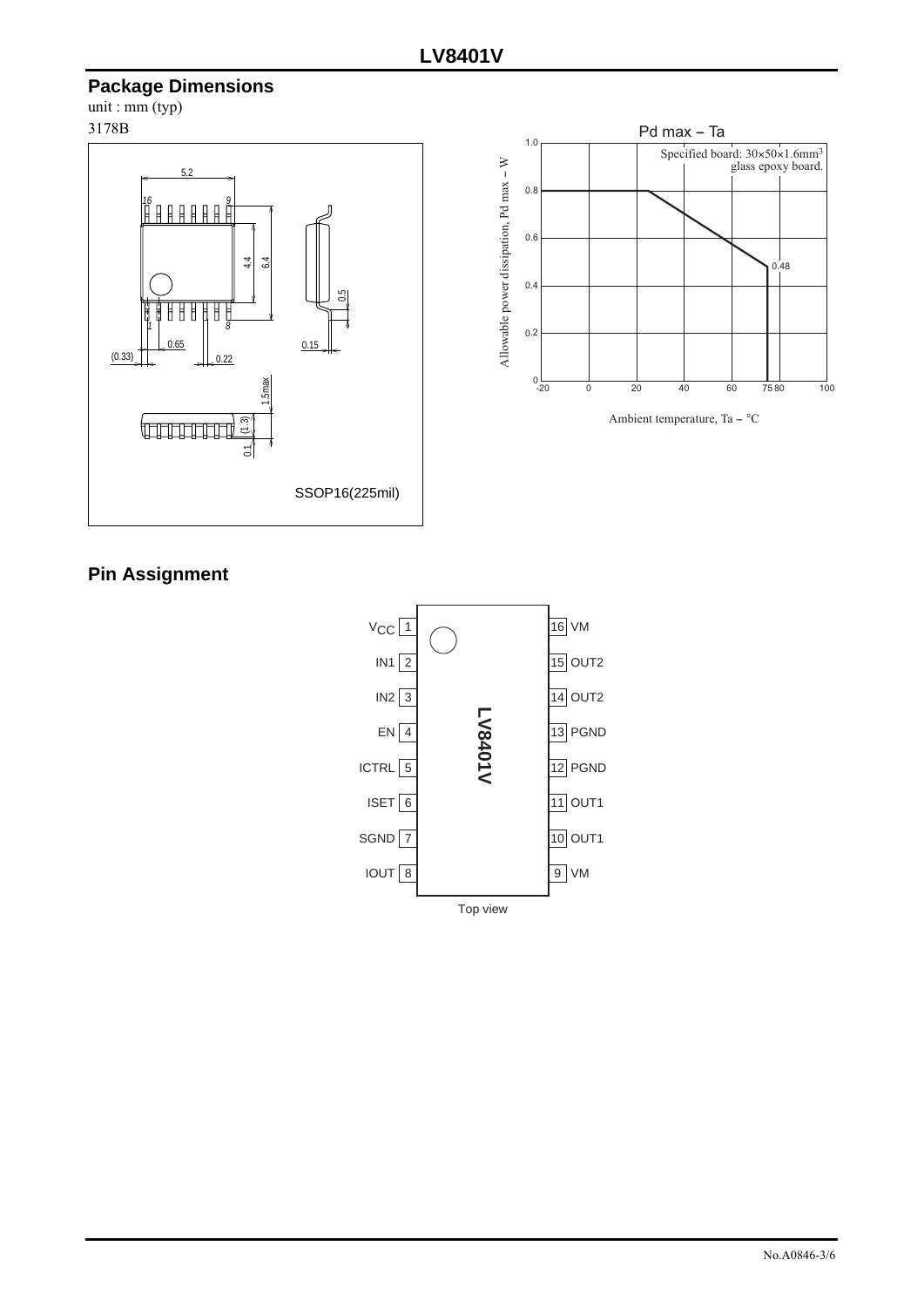## Package Dimensions

unit : mm (typ)
3178B

SSOP16(225mil)

Pd max – Ta

Specified board: 30×50×1.6mm³ glass epoxy board.

Allowable power dissipation, Pd max – W

Ambient temperature, Ta – °C

## Pin Assignment

| Pin | Name | Pin | Name |
|---|---|---|---|
| 1 | $V_{CC}$ | 16 | VM |
| 2 | IN1 | 15 | OUT2 |
| 3 | IN2 | 14 | OUT2 |
| 4 | EN | 13 | PGND |
| 5 | ICTRL | 12 | PGND |
| 6 | ISET | 11 | OUT1 |
| 7 | SGND | 10 | OUT1 |
| 8 | IOUT | 9 | VM |

LV8401V

Top view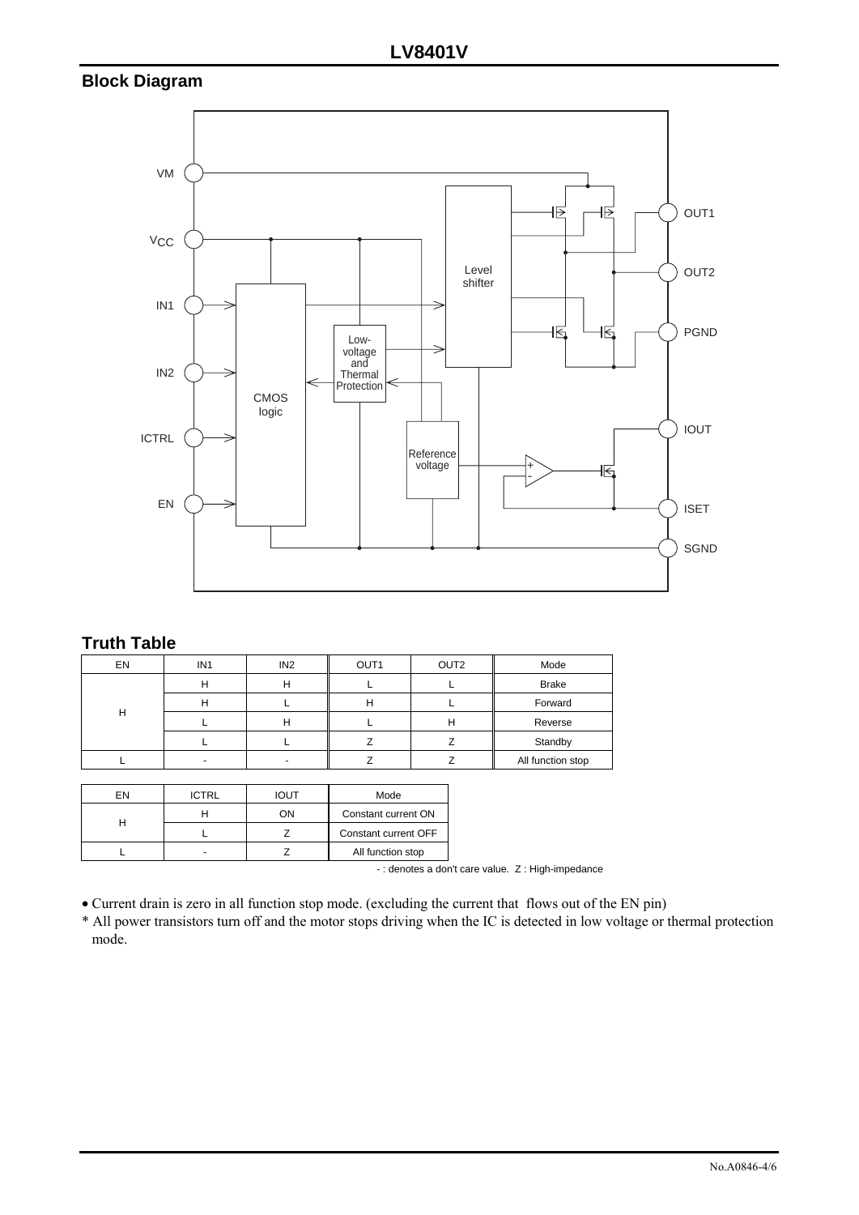## Block Diagram

## Truth Table

| EN | IN1 | IN2 | OUT1 | OUT2 | Mode |
|---|---|---|---|---|---|
| H | H | H | L | L | Brake |
| | H | L | H | L | Forward |
| | L | H | L | H | Reverse |
| | L | L | Z | Z | Standby |
| L | - | - | Z | Z | All function stop |

| EN | ICTRL | IOUT | Mode |
|---|---|---|---|
| H | H | ON | Constant current ON |
| | L | Z | Constant current OFF |
| L | - | Z | All function stop |

- : denotes a don't care value. Z : High-impedance

- Current drain is zero in all function stop mode. (excluding the current that flows out of the EN pin)

* All power transistors turn off and the motor stops driving when the IC is detected in low voltage or thermal protection mode.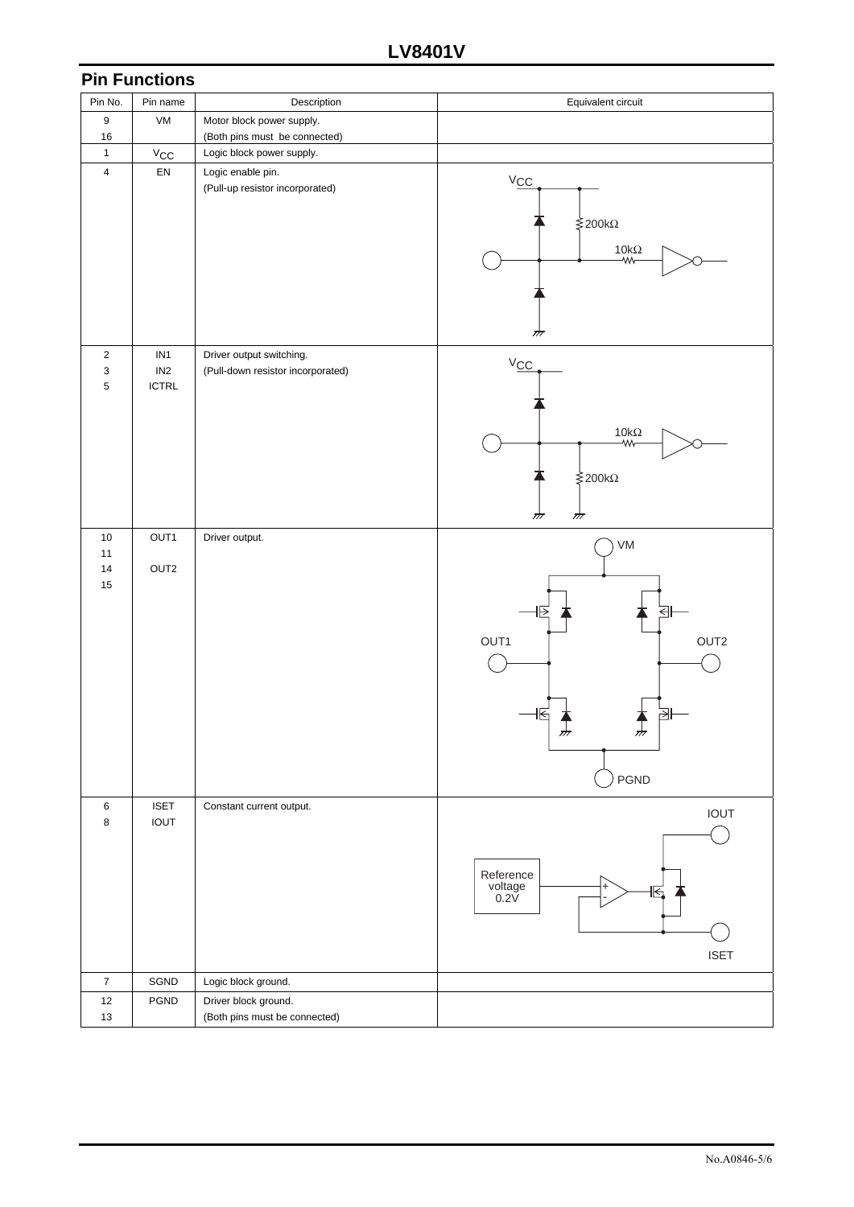## Pin Functions

| Pin No. | Pin name | Description | Equivalent circuit |
|---|---|---|---|
| 9<br>16 | VM | Motor block power supply.<br>(Both pins must be connected) | |
| 1 | $V_{CC}$ | Logic block power supply. | |
| 4 | EN | Logic enable pin.<br>(Pull-up resistor incorporated) | $V_{CC}$, 200kΩ, 10kΩ |
| 2<br>3<br>5 | IN1<br>IN2<br>ICTRL | Driver output switching.<br>(Pull-down resistor incorporated) | $V_{CC}$, 10kΩ, 200kΩ |
| 10<br>11<br>14<br>15 | OUT1<br><br>OUT2 | Driver output. | VM, OUT1, OUT2, PGND |
| 6<br>8 | ISET<br>IOUT | Constant current output. | IOUT, Reference voltage 0.2V, ISET |
| 7 | SGND | Logic block ground. | |
| 12<br>13 | PGND | Driver block ground.<br>(Both pins must be connected) | |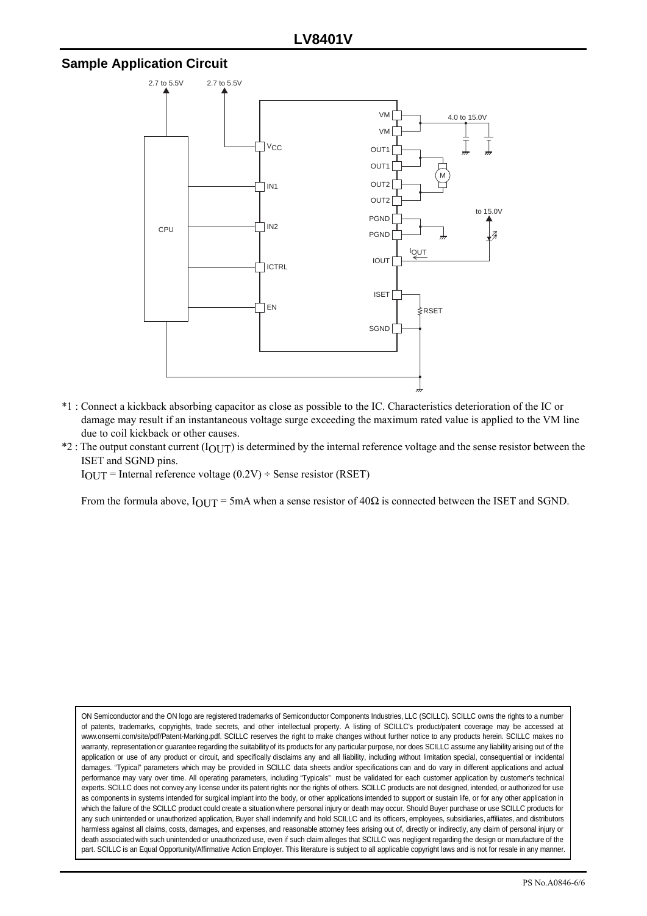## Sample Application Circuit

2.7 to 5.5V
2.7 to 5.5V
VM
VM
4.0 to 15.0V
$V_{CC}$
OUT1
OUT1
M
OUT2
OUT2
IN1
to 15.0V
PGND
CPU
IN2
PGND
$I_{OUT}$
IOUT
ICTRL
ISET
RSET
EN
SGND

*1 : Connect a kickback absorbing capacitor as close as possible to the IC. Characteristics deterioration of the IC or damage may result if an instantaneous voltage surge exceeding the maximum rated value is applied to the VM line due to coil kickback or other causes.

*2 : The output constant current ($I_{OUT}$) is determined by the internal reference voltage and the sense resistor between the ISET and SGND pins.

$I_{OUT}$ = Internal reference voltage (0.2V) ÷ Sense resistor (RSET)

From the formula above, $I_{OUT}$ = 5mA when a sense resistor of 40Ω is connected between the ISET and SGND.

ON Semiconductor and the ON logo are registered trademarks of Semiconductor Components Industries, LLC (SCILLC). SCILLC owns the rights to a number of patents, trademarks, copyrights, trade secrets, and other intellectual property. A listing of SCILLC's product/patent coverage may be accessed at www.onsemi.com/site/pdf/Patent-Marking.pdf. SCILLC reserves the right to make changes without further notice to any products herein. SCILLC makes no warranty, representation or guarantee regarding the suitability of its products for any particular purpose, nor does SCILLC assume any liability arising out of the application or use of any product or circuit, and specifically disclaims any and all liability, including without limitation special, consequential or incidental damages. "Typical" parameters which may be provided in SCILLC data sheets and/or specifications can and do vary in different applications and actual performance may vary over time. All operating parameters, including "Typicals" must be validated for each customer application by customer's technical experts. SCILLC does not convey any license under its patent rights nor the rights of others. SCILLC products are not designed, intended, or authorized for use as components in systems intended for surgical implant into the body, or other applications intended to support or sustain life, or for any other application in which the failure of the SCILLC product could create a situation where personal injury or death may occur. Should Buyer purchase or use SCILLC products for any such unintended or unauthorized application, Buyer shall indemnify and hold SCILLC and its officers, employees, subsidiaries, affiliates, and distributors harmless against all claims, costs, damages, and expenses, and reasonable attorney fees arising out of, directly or indirectly, any claim of personal injury or death associated with such unintended or unauthorized use, even if such claim alleges that SCILLC was negligent regarding the design or manufacture of the part. SCILLC is an Equal Opportunity/Affirmative Action Employer. This literature is subject to all applicable copyright laws and is not for resale in any manner.